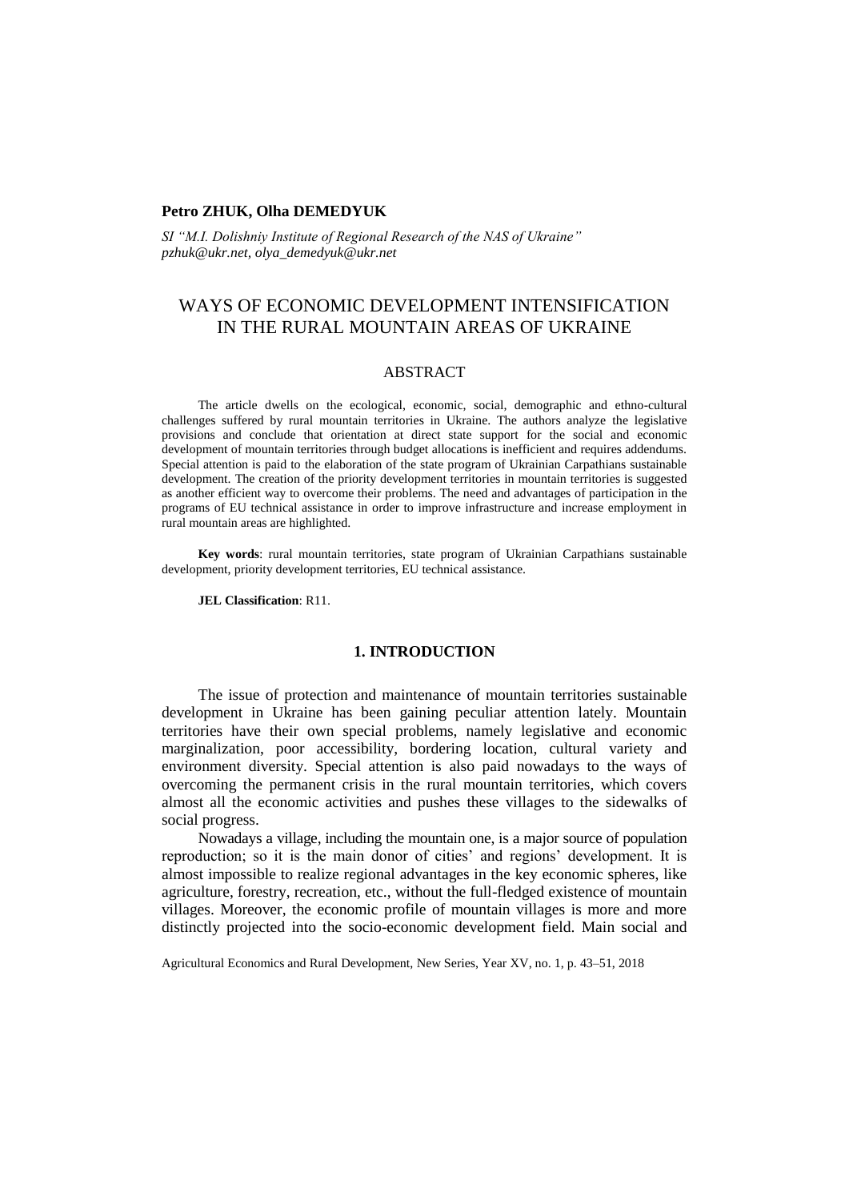**Petro ZHUK, Olha DEMEDYUK**

*SI "M.I. Dolishniy Institute of Regional Research of the NAS of Ukraine"*
*pzhuk@ukr.net, olya_demedyuk@ukr.net*

# WAYS OF ECONOMIC DEVELOPMENT INTENSIFICATION IN THE RURAL MOUNTAIN AREAS OF UKRAINE

## ABSTRACT

The article dwells on the ecological, economic, social, demographic and ethno-cultural challenges suffered by rural mountain territories in Ukraine. The authors analyze the legislative provisions and conclude that orientation at direct state support for the social and economic development of mountain territories through budget allocations is inefficient and requires addendums. Special attention is paid to the elaboration of the state program of Ukrainian Carpathians sustainable development. The creation of the priority development territories in mountain territories is suggested as another efficient way to overcome their problems. The need and advantages of participation in the programs of EU technical assistance in order to improve infrastructure and increase employment in rural mountain areas are highlighted.

**Key words**: rural mountain territories, state program of Ukrainian Carpathians sustainable development, priority development territories, EU technical assistance.

**JEL Classification**: R11.

## 1. INTRODUCTION

The issue of protection and maintenance of mountain territories sustainable development in Ukraine has been gaining peculiar attention lately. Mountain territories have their own special problems, namely legislative and economic marginalization, poor accessibility, bordering location, cultural variety and environment diversity. Special attention is also paid nowadays to the ways of overcoming the permanent crisis in the rural mountain territories, which covers almost all the economic activities and pushes these villages to the sidewalks of social progress.

Nowadays a village, including the mountain one, is a major source of population reproduction; so it is the main donor of cities' and regions' development. It is almost impossible to realize regional advantages in the key economic spheres, like agriculture, forestry, recreation, etc., without the full-fledged existence of mountain villages. Moreover, the economic profile of mountain villages is more and more distinctly projected into the socio-economic development field. Main social and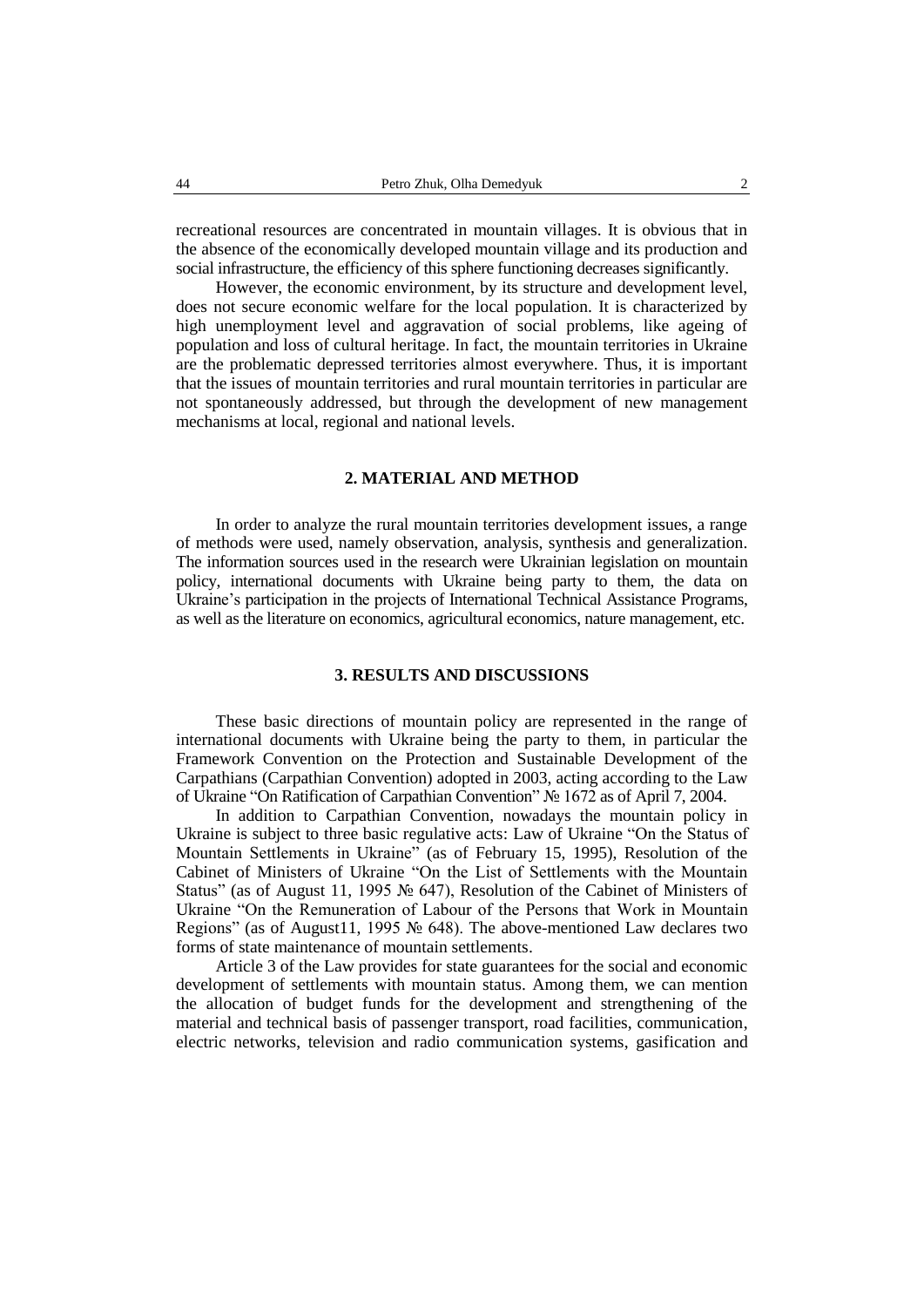recreational resources are concentrated in mountain villages. It is obvious that in the absence of the economically developed mountain village and its production and social infrastructure, the efficiency of this sphere functioning decreases significantly.

However, the economic environment, by its structure and development level, does not secure economic welfare for the local population. It is characterized by high unemployment level and aggravation of social problems, like ageing of population and loss of cultural heritage. In fact, the mountain territories in Ukraine are the problematic depressed territories almost everywhere. Thus, it is important that the issues of mountain territories and rural mountain territories in particular are not spontaneously addressed, but through the development of new management mechanisms at local, regional and national levels.

## 2. MATERIAL AND METHOD

In order to analyze the rural mountain territories development issues, a range of methods were used, namely observation, analysis, synthesis and generalization. The information sources used in the research were Ukrainian legislation on mountain policy, international documents with Ukraine being party to them, the data on Ukraine's participation in the projects of International Technical Assistance Programs, as well as the literature on economics, agricultural economics, nature management, etc.

## 3. RESULTS AND DISCUSSIONS

These basic directions of mountain policy are represented in the range of international documents with Ukraine being the party to them, in particular the Framework Convention on the Protection and Sustainable Development of the Carpathians (Carpathian Convention) adopted in 2003, acting according to the Law of Ukraine "On Ratification of Carpathian Convention" № 1672 as of April 7, 2004.

In addition to Carpathian Convention, nowadays the mountain policy in Ukraine is subject to three basic regulative acts: Law of Ukraine "On the Status of Mountain Settlements in Ukraine" (as of February 15, 1995), Resolution of the Cabinet of Ministers of Ukraine "On the List of Settlements with the Mountain Status" (as of August 11, 1995 № 647), Resolution of the Cabinet of Ministers of Ukraine "On the Remuneration of Labour of the Persons that Work in Mountain Regions" (as of August11, 1995 № 648). The above-mentioned Law declares two forms of state maintenance of mountain settlements.

Article 3 of the Law provides for state guarantees for the social and economic development of settlements with mountain status. Among them, we can mention the allocation of budget funds for the development and strengthening of the material and technical basis of passenger transport, road facilities, communication, electric networks, television and radio communication systems, gasification and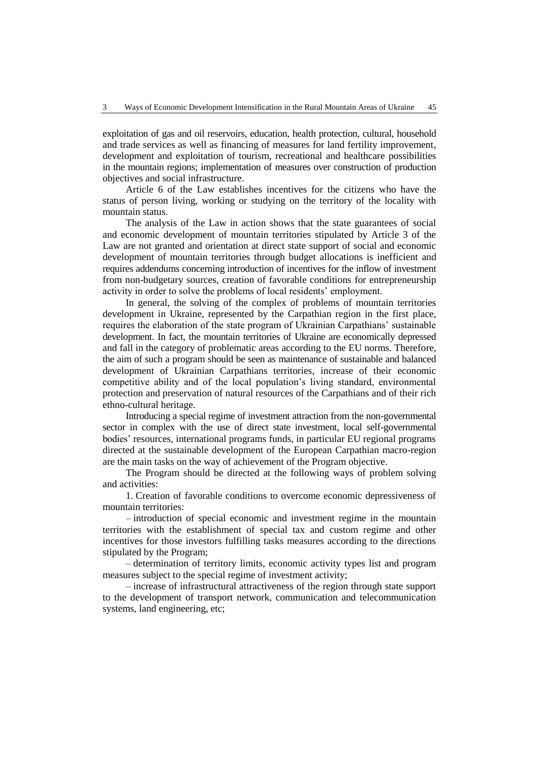exploitation of gas and oil reservoirs, education, health protection, cultural, household and trade services as well as financing of measures for land fertility improvement, development and exploitation of tourism, recreational and healthcare possibilities in the mountain regions; implementation of measures over construction of production objectives and social infrastructure.

Article 6 of the Law establishes incentives for the citizens who have the status of person living, working or studying on the territory of the locality with mountain status.

The analysis of the Law in action shows that the state guarantees of social and economic development of mountain territories stipulated by Article 3 of the Law are not granted and orientation at direct state support of social and economic development of mountain territories through budget allocations is inefficient and requires addendums concerning introduction of incentives for the inflow of investment from non-budgetary sources, creation of favorable conditions for entrepreneurship activity in order to solve the problems of local residents' employment.

In general, the solving of the complex of problems of mountain territories development in Ukraine, represented by the Carpathian region in the first place, requires the elaboration of the state program of Ukrainian Carpathians' sustainable development. In fact, the mountain territories of Ukraine are economically depressed and fall in the category of problematic areas according to the EU norms. Therefore, the aim of such a program should be seen as maintenance of sustainable and balanced development of Ukrainian Carpathians territories, increase of their economic competitive ability and of the local population's living standard, environmental protection and preservation of natural resources of the Carpathians and of their rich ethno-cultural heritage.

Introducing a special regime of investment attraction from the non-governmental sector in complex with the use of direct state investment, local self-governmental bodies' resources, international programs funds, in particular EU regional programs directed at the sustainable development of the European Carpathian macro-region are the main tasks on the way of achievement of the Program objective.

The Program should be directed at the following ways of problem solving and activities:

1. Creation of favorable conditions to overcome economic depressiveness of mountain territories:

– introduction of special economic and investment regime in the mountain territories with the establishment of special tax and custom regime and other incentives for those investors fulfilling tasks measures according to the directions stipulated by the Program;

– determination of territory limits, economic activity types list and program measures subject to the special regime of investment activity;

– increase of infrastructural attractiveness of the region through state support to the development of transport network, communication and telecommunication systems, land engineering, etc;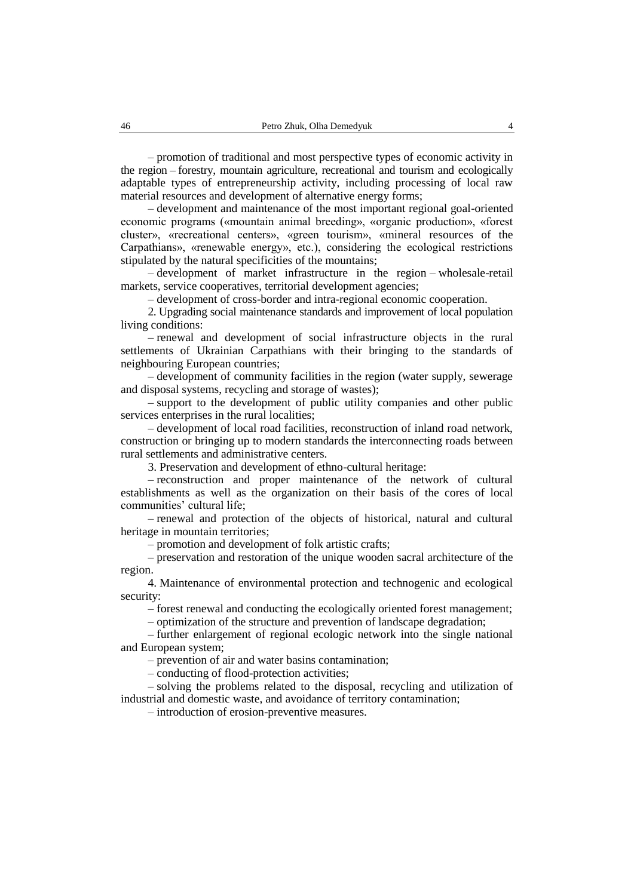– promotion of traditional and most perspective types of economic activity in the region – forestry, mountain agriculture, recreational and tourism and ecologically adaptable types of entrepreneurship activity, including processing of local raw material resources and development of alternative energy forms;

– development and maintenance of the most important regional goal-oriented economic programs («mountain animal breeding», «organic production», «forest cluster», «recreational centers», «green tourism», «mineral resources of the Carpathians», «renewable energy», etc.), considering the ecological restrictions stipulated by the natural specificities of the mountains;

– development of market infrastructure in the region – wholesale-retail markets, service cooperatives, territorial development agencies;

– development of cross-border and intra-regional economic cooperation.

2. Upgrading social maintenance standards and improvement of local population living conditions:

– renewal and development of social infrastructure objects in the rural settlements of Ukrainian Carpathians with their bringing to the standards of neighbouring European countries;

– development of community facilities in the region (water supply, sewerage and disposal systems, recycling and storage of wastes);

– support to the development of public utility companies and other public services enterprises in the rural localities;

– development of local road facilities, reconstruction of inland road network, construction or bringing up to modern standards the interconnecting roads between rural settlements and administrative centers.

3. Preservation and development of ethno-cultural heritage:

– reconstruction and proper maintenance of the network of cultural establishments as well as the organization on their basis of the cores of local communities' cultural life;

– renewal and protection of the objects of historical, natural and cultural heritage in mountain territories;

– promotion and development of folk artistic crafts;

– preservation and restoration of the unique wooden sacral architecture of the region.

4. Maintenance of environmental protection and technogenic and ecological security:

– forest renewal and conducting the ecologically oriented forest management;

– optimization of the structure and prevention of landscape degradation;

– further enlargement of regional ecologic network into the single national and European system;

– prevention of air and water basins contamination;

– conducting of flood-protection activities;

– solving the problems related to the disposal, recycling and utilization of industrial and domestic waste, and avoidance of territory contamination;

– introduction of erosion-preventive measures.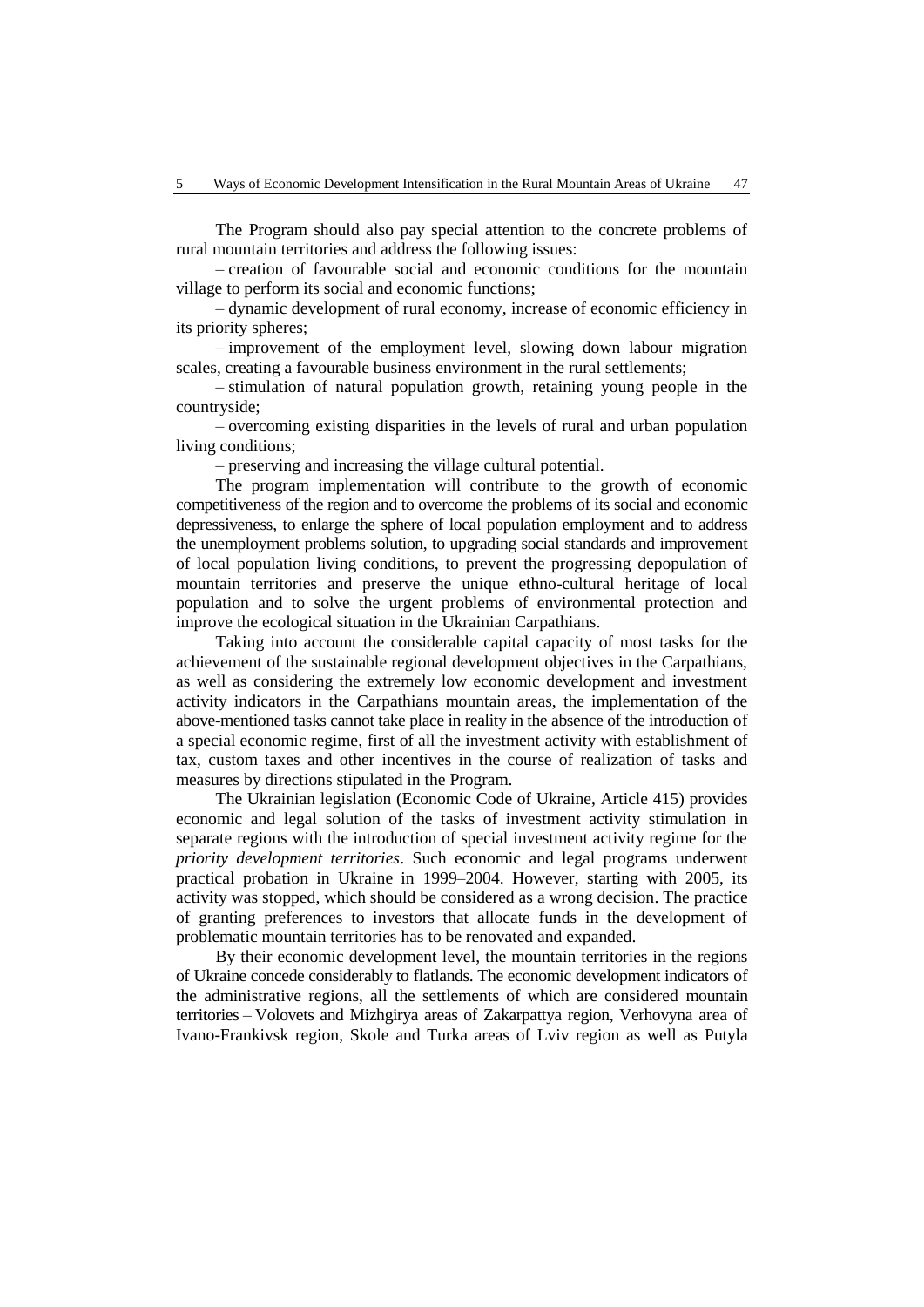The Program should also pay special attention to the concrete problems of rural mountain territories and address the following issues:

– creation of favourable social and economic conditions for the mountain village to perform its social and economic functions;

– dynamic development of rural economy, increase of economic efficiency in its priority spheres;

– improvement of the employment level, slowing down labour migration scales, creating a favourable business environment in the rural settlements;

– stimulation of natural population growth, retaining young people in the countryside;

– overcoming existing disparities in the levels of rural and urban population living conditions;

– preserving and increasing the village cultural potential.

The program implementation will contribute to the growth of economic competitiveness of the region and to overcome the problems of its social and economic depressiveness, to enlarge the sphere of local population employment and to address the unemployment problems solution, to upgrading social standards and improvement of local population living conditions, to prevent the progressing depopulation of mountain territories and preserve the unique ethno-cultural heritage of local population and to solve the urgent problems of environmental protection and improve the ecological situation in the Ukrainian Carpathians.

Taking into account the considerable capital capacity of most tasks for the achievement of the sustainable regional development objectives in the Carpathians, as well as considering the extremely low economic development and investment activity indicators in the Carpathians mountain areas, the implementation of the above-mentioned tasks cannot take place in reality in the absence of the introduction of a special economic regime, first of all the investment activity with establishment of tax, custom taxes and other incentives in the course of realization of tasks and measures by directions stipulated in the Program.

The Ukrainian legislation (Economic Code of Ukraine, Article 415) provides economic and legal solution of the tasks of investment activity stimulation in separate regions with the introduction of special investment activity regime for the *priority development territories*. Such economic and legal programs underwent practical probation in Ukraine in 1999–2004. However, starting with 2005, its activity was stopped, which should be considered as a wrong decision. The practice of granting preferences to investors that allocate funds in the development of problematic mountain territories has to be renovated and expanded.

By their economic development level, the mountain territories in the regions of Ukraine concede considerably to flatlands. The economic development indicators of the administrative regions, all the settlements of which are considered mountain territories – Volovets and Mizhgirya areas of Zakarpattya region, Verhovyna area of Ivano-Frankivsk region, Skole and Turka areas of Lviv region as well as Putyla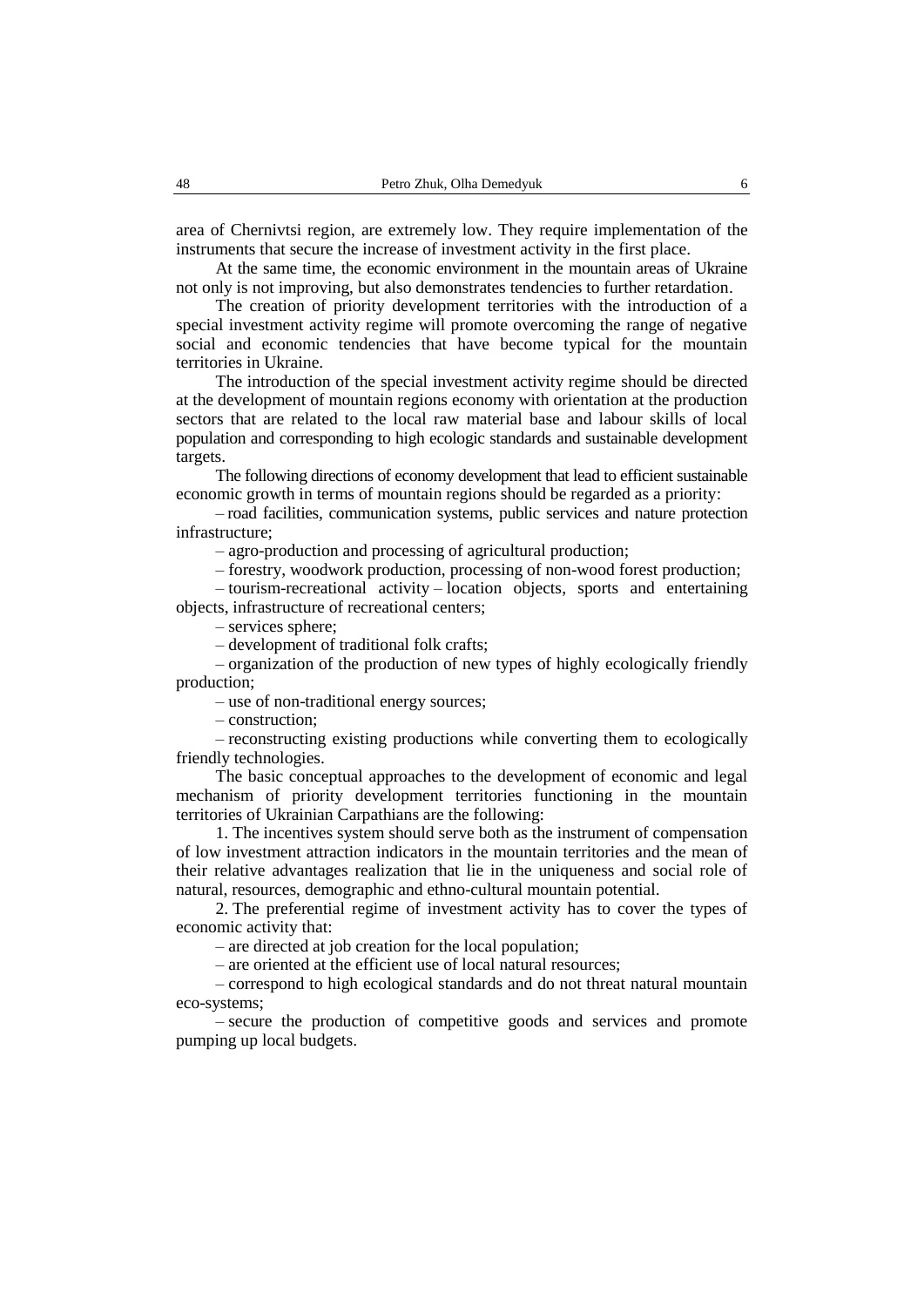area of Chernivtsi region, are extremely low. They require implementation of the instruments that secure the increase of investment activity in the first place.

At the same time, the economic environment in the mountain areas of Ukraine not only is not improving, but also demonstrates tendencies to further retardation.

The creation of priority development territories with the introduction of a special investment activity regime will promote overcoming the range of negative social and economic tendencies that have become typical for the mountain territories in Ukraine.

The introduction of the special investment activity regime should be directed at the development of mountain regions economy with orientation at the production sectors that are related to the local raw material base and labour skills of local population and corresponding to high ecologic standards and sustainable development targets.

The following directions of economy development that lead to efficient sustainable economic growth in terms of mountain regions should be regarded as a priority:

– road facilities, communication systems, public services and nature protection infrastructure;

– agro-production and processing of agricultural production;

– forestry, woodwork production, processing of non-wood forest production;

– tourism-recreational activity – location objects, sports and entertaining objects, infrastructure of recreational centers;

– services sphere;

– development of traditional folk crafts;

– organization of the production of new types of highly ecologically friendly production;

– use of non-traditional energy sources;

– construction;

– reconstructing existing productions while converting them to ecologically friendly technologies.

The basic conceptual approaches to the development of economic and legal mechanism of priority development territories functioning in the mountain territories of Ukrainian Carpathians are the following:

1. The incentives system should serve both as the instrument of compensation of low investment attraction indicators in the mountain territories and the mean of their relative advantages realization that lie in the uniqueness and social role of natural, resources, demographic and ethno-cultural mountain potential.

2. The preferential regime of investment activity has to cover the types of economic activity that:

– are directed at job creation for the local population;

– are oriented at the efficient use of local natural resources;

– correspond to high ecological standards and do not threat natural mountain eco-systems;

– secure the production of competitive goods and services and promote pumping up local budgets.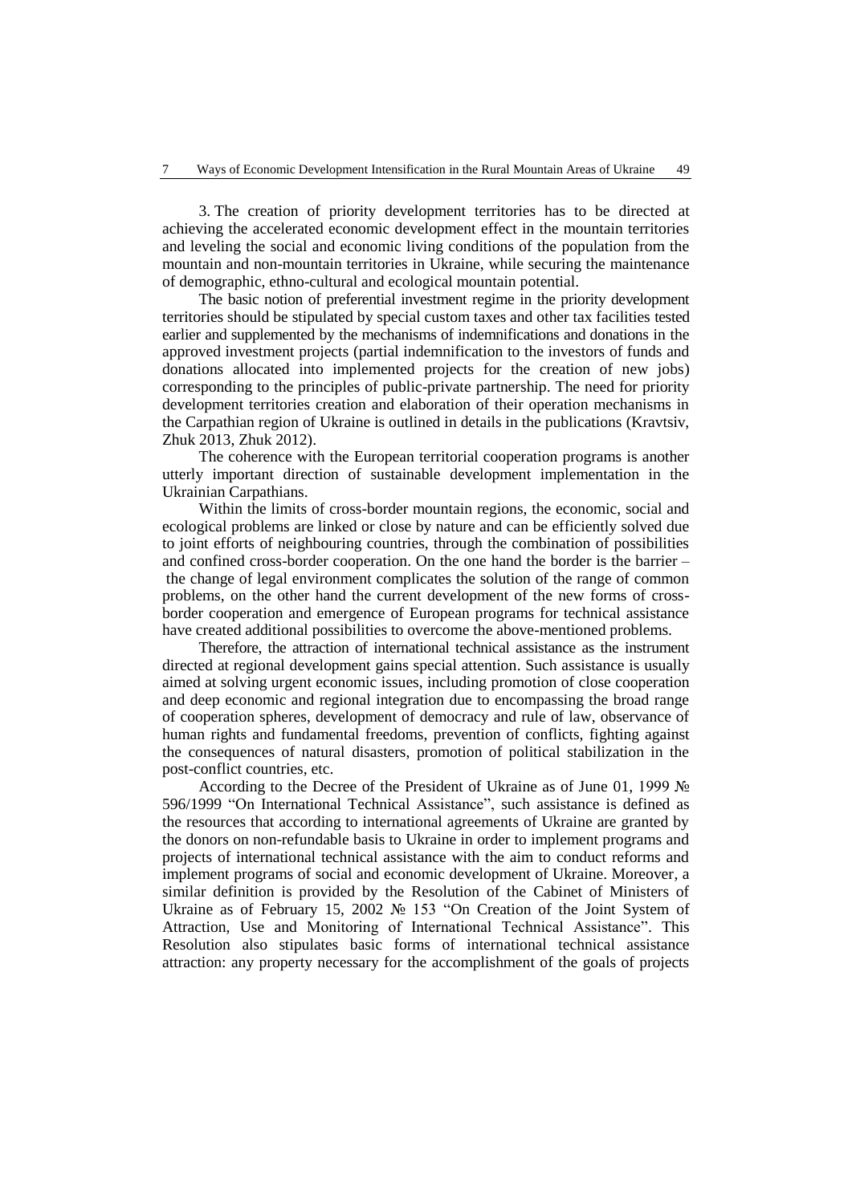3. The creation of priority development territories has to be directed at achieving the accelerated economic development effect in the mountain territories and leveling the social and economic living conditions of the population from the mountain and non-mountain territories in Ukraine, while securing the maintenance of demographic, ethno-cultural and ecological mountain potential.

The basic notion of preferential investment regime in the priority development territories should be stipulated by special custom taxes and other tax facilities tested earlier and supplemented by the mechanisms of indemnifications and donations in the approved investment projects (partial indemnification to the investors of funds and donations allocated into implemented projects for the creation of new jobs) corresponding to the principles of public-private partnership. The need for priority development territories creation and elaboration of their operation mechanisms in the Carpathian region of Ukraine is outlined in details in the publications (Kravtsiv, Zhuk 2013, Zhuk 2012).

The coherence with the European territorial cooperation programs is another utterly important direction of sustainable development implementation in the Ukrainian Carpathians.

Within the limits of cross-border mountain regions, the economic, social and ecological problems are linked or close by nature and can be efficiently solved due to joint efforts of neighbouring countries, through the combination of possibilities and confined cross-border cooperation. On the one hand the border is the barrier – the change of legal environment complicates the solution of the range of common problems, on the other hand the current development of the new forms of cross-border cooperation and emergence of European programs for technical assistance have created additional possibilities to overcome the above-mentioned problems.

Therefore, the attraction of international technical assistance as the instrument directed at regional development gains special attention. Such assistance is usually aimed at solving urgent economic issues, including promotion of close cooperation and deep economic and regional integration due to encompassing the broad range of cooperation spheres, development of democracy and rule of law, observance of human rights and fundamental freedoms, prevention of conflicts, fighting against the consequences of natural disasters, promotion of political stabilization in the post-conflict countries, etc.

According to the Decree of the President of Ukraine as of June 01, 1999 № 596/1999 "On International Technical Assistance", such assistance is defined as the resources that according to international agreements of Ukraine are granted by the donors on non-refundable basis to Ukraine in order to implement programs and projects of international technical assistance with the aim to conduct reforms and implement programs of social and economic development of Ukraine. Moreover, a similar definition is provided by the Resolution of the Cabinet of Ministers of Ukraine as of February 15, 2002 № 153 "On Creation of the Joint System of Attraction, Use and Monitoring of International Technical Assistance". This Resolution also stipulates basic forms of international technical assistance attraction: any property necessary for the accomplishment of the goals of projects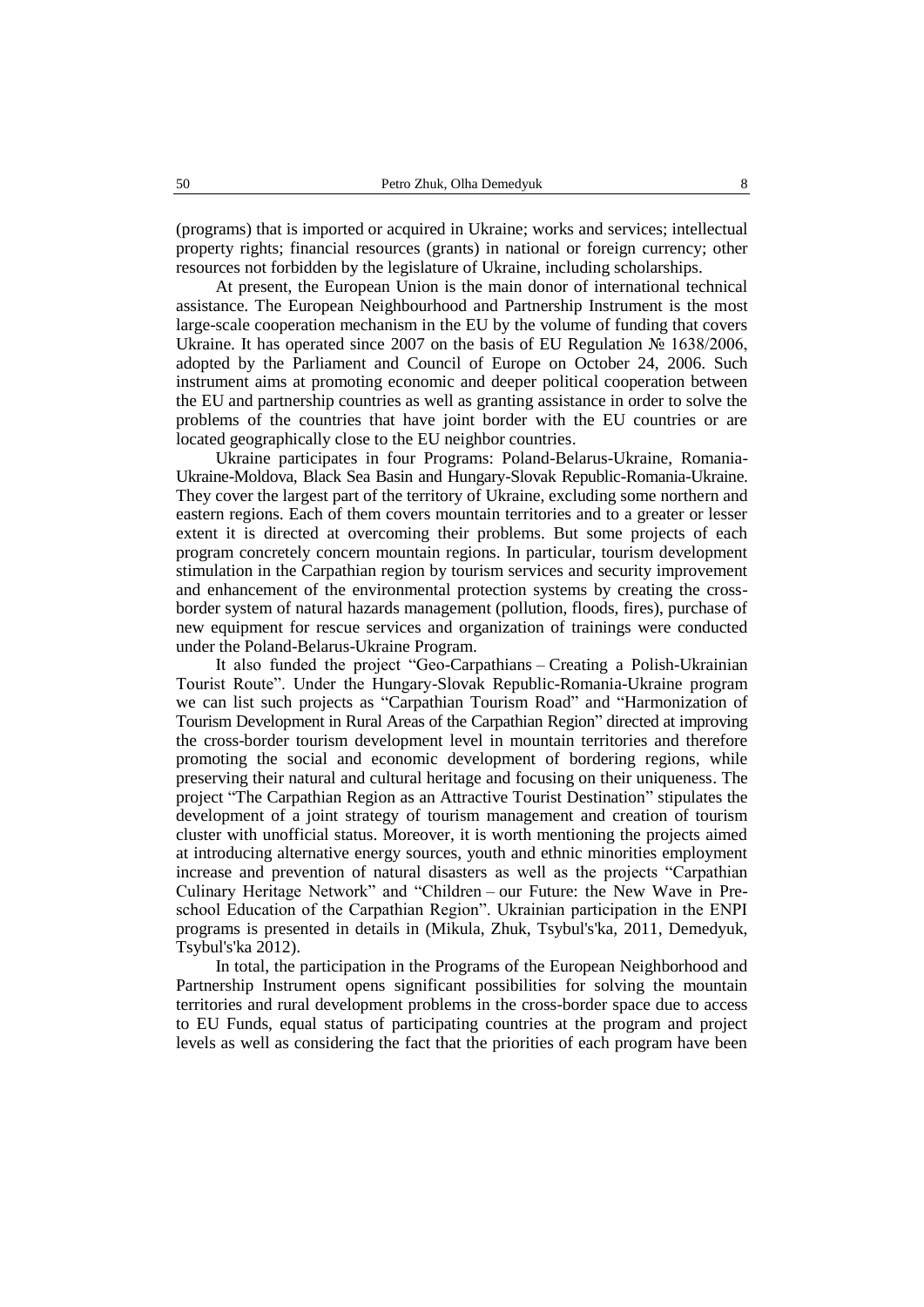(programs) that is imported or acquired in Ukraine; works and services; intellectual property rights; financial resources (grants) in national or foreign currency; other resources not forbidden by the legislature of Ukraine, including scholarships.

At present, the European Union is the main donor of international technical assistance. The European Neighbourhood and Partnership Instrument is the most large-scale cooperation mechanism in the EU by the volume of funding that covers Ukraine. It has operated since 2007 on the basis of EU Regulation № 1638/2006, adopted by the Parliament and Council of Europe on October 24, 2006. Such instrument aims at promoting economic and deeper political cooperation between the EU and partnership countries as well as granting assistance in order to solve the problems of the countries that have joint border with the EU countries or are located geographically close to the EU neighbor countries.

Ukraine participates in four Programs: Poland-Belarus-Ukraine, Romania-Ukraine-Moldova, Black Sea Basin and Hungary-Slovak Republic-Romania-Ukraine. They cover the largest part of the territory of Ukraine, excluding some northern and eastern regions. Each of them covers mountain territories and to a greater or lesser extent it is directed at overcoming their problems. But some projects of each program concretely concern mountain regions. In particular, tourism development stimulation in the Carpathian region by tourism services and security improvement and enhancement of the environmental protection systems by creating the cross-border system of natural hazards management (pollution, floods, fires), purchase of new equipment for rescue services and organization of trainings were conducted under the Poland-Belarus-Ukraine Program.

It also funded the project "Geo-Carpathians – Creating a Polish-Ukrainian Tourist Route". Under the Hungary-Slovak Republic-Romania-Ukraine program we can list such projects as "Carpathian Tourism Road" and "Harmonization of Tourism Development in Rural Areas of the Carpathian Region" directed at improving the cross-border tourism development level in mountain territories and therefore promoting the social and economic development of bordering regions, while preserving their natural and cultural heritage and focusing on their uniqueness. The project "The Carpathian Region as an Attractive Tourist Destination" stipulates the development of a joint strategy of tourism management and creation of tourism cluster with unofficial status. Moreover, it is worth mentioning the projects aimed at introducing alternative energy sources, youth and ethnic minorities employment increase and prevention of natural disasters as well as the projects "Carpathian Culinary Heritage Network" and "Children – our Future: the New Wave in Pre-school Education of the Carpathian Region". Ukrainian participation in the ENPI programs is presented in details in (Mikula, Zhuk, Tsybul's'ka, 2011, Demedyuk, Tsybul's'ka 2012).

In total, the participation in the Programs of the European Neighborhood and Partnership Instrument opens significant possibilities for solving the mountain territories and rural development problems in the cross-border space due to access to EU Funds, equal status of participating countries at the program and project levels as well as considering the fact that the priorities of each program have been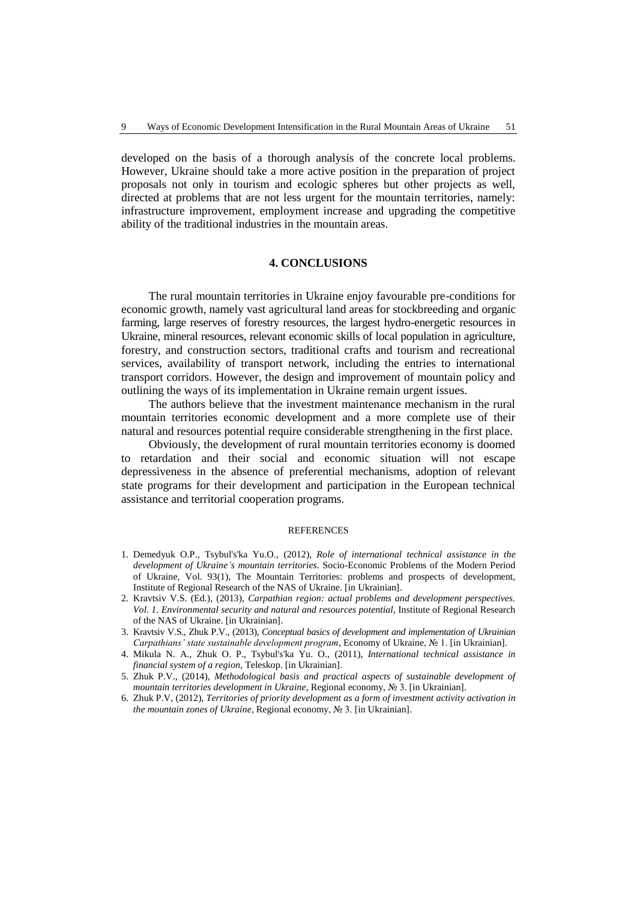developed on the basis of a thorough analysis of the concrete local problems. However, Ukraine should take a more active position in the preparation of project proposals not only in tourism and ecologic spheres but other projects as well, directed at problems that are not less urgent for the mountain territories, namely: infrastructure improvement, employment increase and upgrading the competitive ability of the traditional industries in the mountain areas.

## 4. CONCLUSIONS

The rural mountain territories in Ukraine enjoy favourable pre-conditions for economic growth, namely vast agricultural land areas for stockbreeding and organic farming, large reserves of forestry resources, the largest hydro-energetic resources in Ukraine, mineral resources, relevant economic skills of local population in agriculture, forestry, and construction sectors, traditional crafts and tourism and recreational services, availability of transport network, including the entries to international transport corridors. However, the design and improvement of mountain policy and outlining the ways of its implementation in Ukraine remain urgent issues.

The authors believe that the investment maintenance mechanism in the rural mountain territories economic development and a more complete use of their natural and resources potential require considerable strengthening in the first place.

Obviously, the development of rural mountain territories economy is doomed to retardation and their social and economic situation will not escape depressiveness in the absence of preferential mechanisms, adoption of relevant state programs for their development and participation in the European technical assistance and territorial cooperation programs.

### REFERENCES

1. Demedyuk O.P., Tsybul's'ka Yu.O., (2012), *Role of international technical assistance in the development of Ukraine's mountain territories*. Socio-Economic Problems of the Modern Period of Ukraine, Vol. 93(1), The Mountain Territories: problems and prospects of development, Institute of Regional Research of the NAS of Ukraine. [in Ukrainian].
2. Kravtsiv V.S. (Ed.), (2013), *Carpathian region: actual problems and development perspectives. Vol. 1. Environmental security and natural and resources potential*, Institute of Regional Research of the NAS of Ukraine. [in Ukrainian].
3. Kravtsiv V.S., Zhuk P.V., (2013), *Conceptual basics of development and implementation of Ukrainian Carpathians' state sustainable development program*, Economy of Ukraine, № 1. [in Ukrainian].
4. Mikula N. A., Zhuk O. P., Tsybul's'ka Yu. O., (2011), *International technical assistance in financial system of a region*, Teleskop. [in Ukrainian].
5. Zhuk P.V., (2014), *Methodological basis and practical aspects of sustainable development of mountain territories development in Ukraine*, Regional economy, № 3. [in Ukrainian].
6. Zhuk P.V, (2012), *Territories of priority development as a form of investment activity activation in the mountain zones of Ukraine*, Regional economy, № 3. [in Ukrainian].